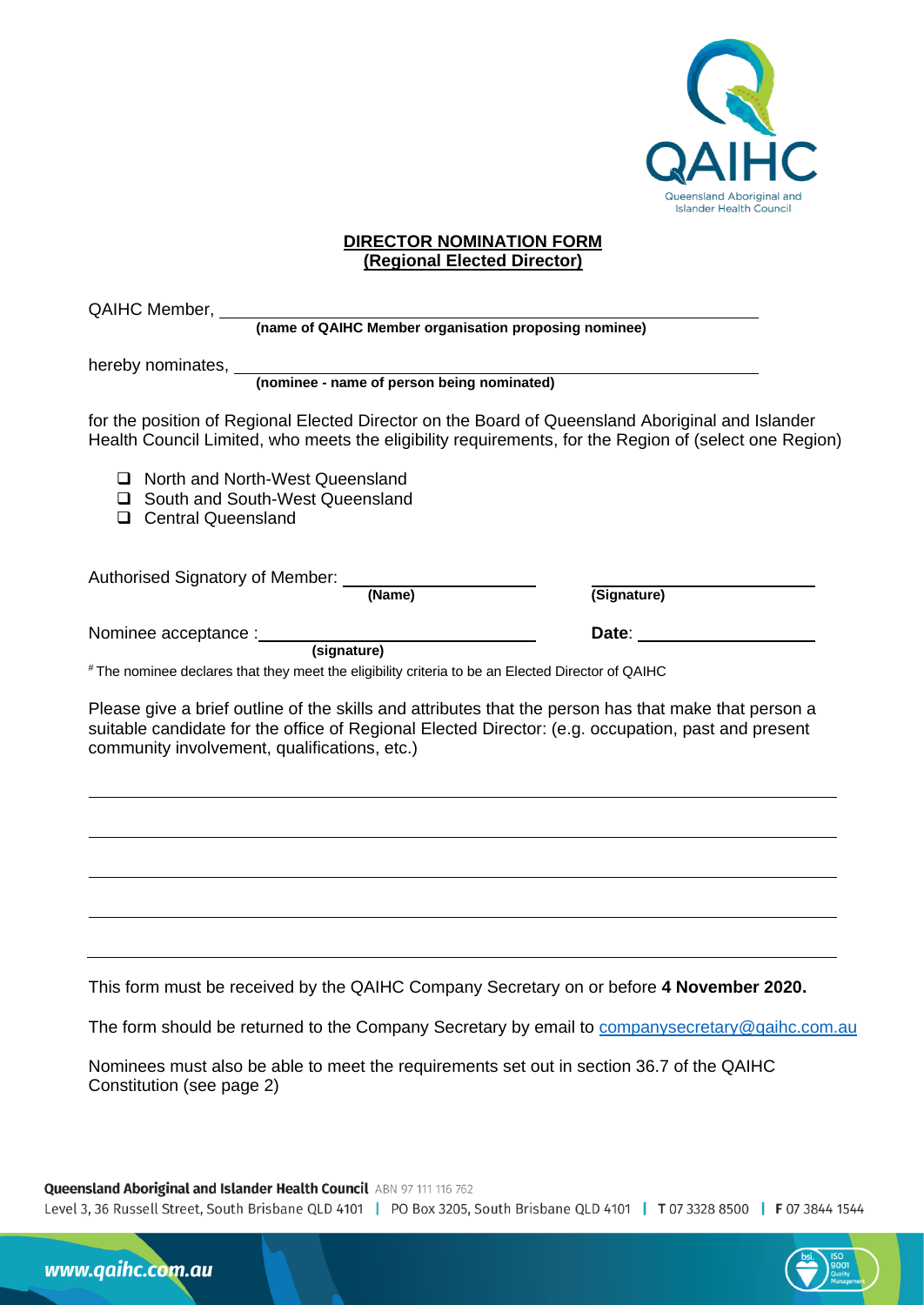QAIHC
Queensland Aboriginal and Islander Health Council

## DIRECTOR NOMINATION FORM
## (Regional Elected Director)

QAIHC Member, \_\_\_\_\_\_\_\_\_\_\_\_\_\_\_\_\_\_\_\_\_\_\_\_\_\_\_\_\_\_\_\_\_\_\_\_\_\_\_\_\_\_\_\_\_\_\_\_\_\_
**(name of QAIHC Member organisation proposing nominee)**

hereby nominates, \_\_\_\_\_\_\_\_\_\_\_\_\_\_\_\_\_\_\_\_\_\_\_\_\_\_\_\_\_\_\_\_\_\_\_\_\_\_\_\_\_\_\_\_\_\_\_\_\_\_
**(nominee - name of person being nominated)**

for the position of Regional Elected Director on the Board of Queensland Aboriginal and Islander Health Council Limited, who meets the eligibility requirements, for the Region of (select one Region)

- ❑ North and North-West Queensland
- ❑ South and South-West Queensland
- ❑ Central Queensland

Authorised Signatory of Member: \_\_\_\_\_\_\_\_\_\_\_\_\_\_\_\_\_\_\_\_ \_\_\_\_\_\_\_\_\_\_\_\_\_\_\_\_\_\_\_\_
**(Name)** **(Signature)**

Nominee acceptance : \_\_\_\_\_\_\_\_\_\_\_\_\_\_\_\_\_\_\_\_\_\_\_\_\_\_\_\_ **Date**: \_\_\_\_\_\_\_\_\_\_\_\_\_\_\_\_\_\_\_\_
**(signature)**

[#] The nominee declares that they meet the eligibility criteria to be an Elected Director of QAIHC

Please give a brief outline of the skills and attributes that the person has that make that person a suitable candidate for the office of Regional Elected Director: (e.g. occupation, past and present community involvement, qualifications, etc.)

\_\_\_\_\_\_\_\_\_\_\_\_\_\_\_\_\_\_\_\_\_\_\_\_\_\_\_\_\_\_\_\_\_\_\_\_\_\_\_\_\_\_\_\_\_\_\_\_\_\_\_\_\_\_\_\_\_\_\_\_\_\_\_\_\_\_\_\_\_\_\_\_

\_\_\_\_\_\_\_\_\_\_\_\_\_\_\_\_\_\_\_\_\_\_\_\_\_\_\_\_\_\_\_\_\_\_\_\_\_\_\_\_\_\_\_\_\_\_\_\_\_\_\_\_\_\_\_\_\_\_\_\_\_\_\_\_\_\_\_\_\_\_\_\_

\_\_\_\_\_\_\_\_\_\_\_\_\_\_\_\_\_\_\_\_\_\_\_\_\_\_\_\_\_\_\_\_\_\_\_\_\_\_\_\_\_\_\_\_\_\_\_\_\_\_\_\_\_\_\_\_\_\_\_\_\_\_\_\_\_\_\_\_\_\_\_\_

\_\_\_\_\_\_\_\_\_\_\_\_\_\_\_\_\_\_\_\_\_\_\_\_\_\_\_\_\_\_\_\_\_\_\_\_\_\_\_\_\_\_\_\_\_\_\_\_\_\_\_\_\_\_\_\_\_\_\_\_\_\_\_\_\_\_\_\_\_\_\_\_

\_\_\_\_\_\_\_\_\_\_\_\_\_\_\_\_\_\_\_\_\_\_\_\_\_\_\_\_\_\_\_\_\_\_\_\_\_\_\_\_\_\_\_\_\_\_\_\_\_\_\_\_\_\_\_\_\_\_\_\_\_\_\_\_\_\_\_\_\_\_\_\_

This form must be received by the QAIHC Company Secretary on or before **4 November 2020.**

The form should be returned to the Company Secretary by email to companysecretary@qaihc.com.au

Nominees must also be able to meet the requirements set out in section 36.7 of the QAIHC Constitution (see page 2)

**Queensland Aboriginal and Islander Health Council** ABN 97 111 116 762
Level 3, 36 Russell Street, South Brisbane QLD 4101 | PO Box 3205, South Brisbane QLD 4101 | **T** 07 3328 8500 | **F** 07 3844 1544

www.qaihc.com.au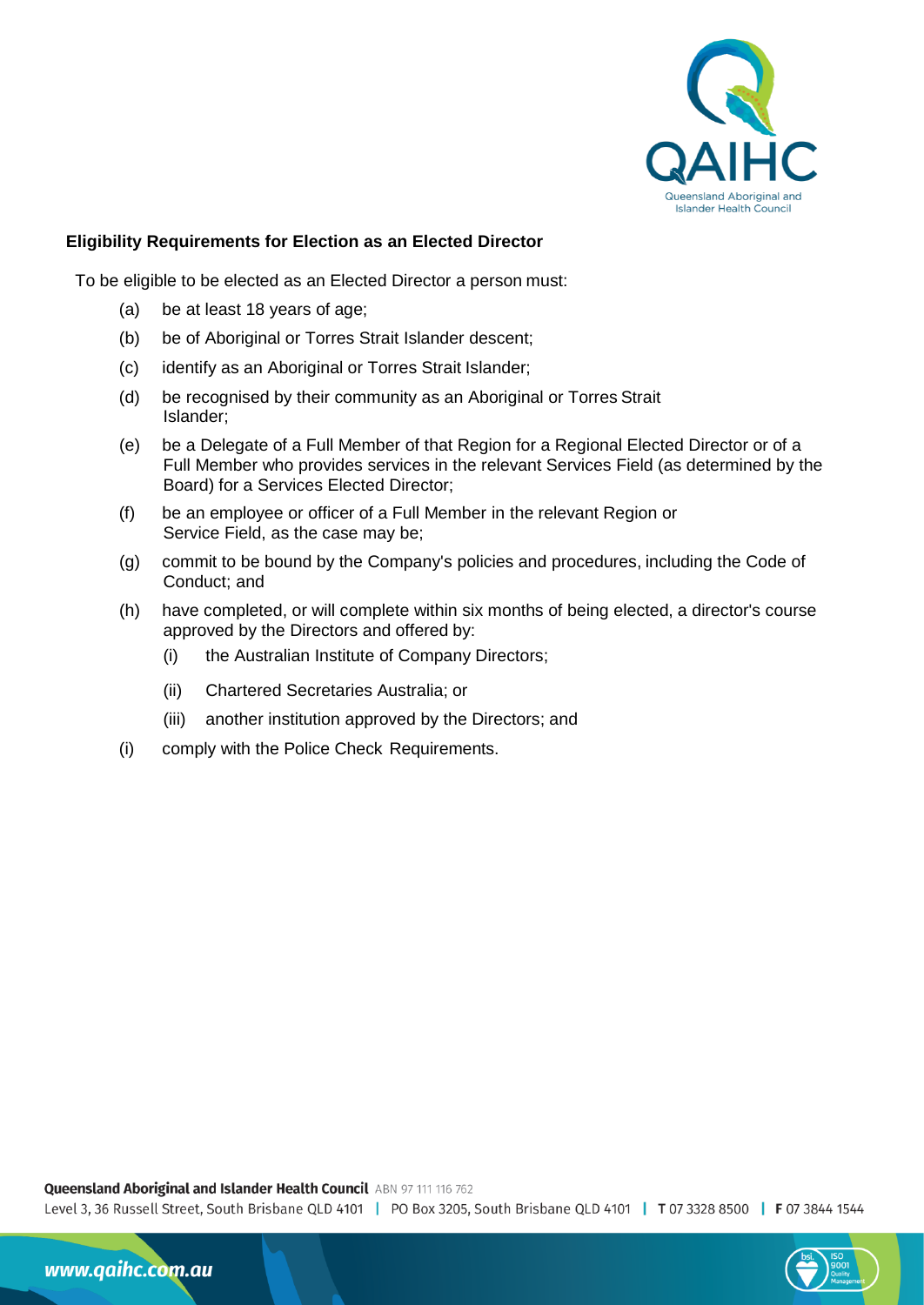**Eligibility Requirements for Election as an Elected Director**

To be eligible to be elected as an Elected Director a person must:

(a) be at least 18 years of age;

(b) be of Aboriginal or Torres Strait Islander descent;

(c) identify as an Aboriginal or Torres Strait Islander;

(d) be recognised by their community as an Aboriginal or Torres Strait Islander;

(e) be a Delegate of a Full Member of that Region for a Regional Elected Director or of a Full Member who provides services in the relevant Services Field (as determined by the Board) for a Services Elected Director;

(f) be an employee or officer of a Full Member in the relevant Region or Service Field, as the case may be;

(g) commit to be bound by the Company's policies and procedures, including the Code of Conduct; and

(h) have completed, or will complete within six months of being elected, a director's course approved by the Directors and offered by:

   (i) the Australian Institute of Company Directors;

   (ii) Chartered Secretaries Australia; or

   (iii) another institution approved by the Directors; and

(i) comply with the Police Check Requirements.